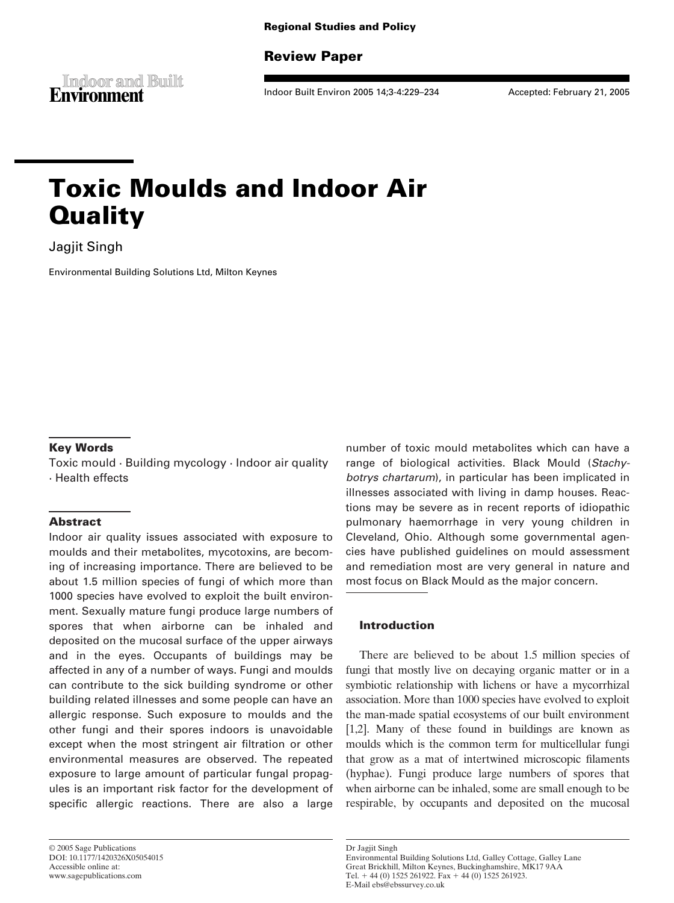Regional Studies and Policy

Review Paper

Accepted: February 21, 2005

# Toxic Moulds and Indoor Air Quality

Jagjit Singh

Environmental Building Solutions Ltd, Milton Keynes

## Key Words

Toxic mould · Building mycology · Indoor air quality · Health effects

## Abstract

Indoor air quality issues associated with exposure to moulds and their metabolites, mycotoxins, are becoming of increasing importance. There are believed to be about 1.5 million species of fungi of which more than 1000 species have evolved to exploit the built environment. Sexually mature fungi produce large numbers of spores that when airborne can be inhaled and deposited on the mucosal surface of the upper airways and in the eyes. Occupants of buildings may be affected in any of a number of ways. Fungi and moulds can contribute to the sick building syndrome or other building related illnesses and some people can have an allergic response. Such exposure to moulds and the other fungi and their spores indoors is unavoidable except when the most stringent air filtration or other environmental measures are observed. The repeated exposure to large amount of particular fungal propagules is an important risk factor for the development of specific allergic reactions. There are also a large number of toxic mould metabolites which can have a range of biological activities. Black Mould (*Stachybotrys chartarum*), in particular has been implicated in illnesses associated with living in damp houses. Reactions may be severe as in recent reports of idiopathic pulmonary haemorrhage in very young children in Cleveland, Ohio. Although some governmental agencies have published guidelines on mould assessment and remediation most are very general in nature and most focus on Black Mould as the major concern.

## Introduction

There are believed to be about 1.5 million species of fungi that mostly live on decaying organic matter or in a symbiotic relationship with lichens or have a mycorrhizal association. More than 1000 species have evolved to exploit the man-made spatial ecosystems of our built environment [1,2]. Many of these found in buildings are known as moulds which is the common term for multicellular fungi that grow as a mat of intertwined microscopic filaments (hyphae). Fungi produce large numbers of spores that when airborne can be inhaled, some are small enough to be respirable, by occupants and deposited on the mucosal

© 2005 Sage Publications
DOI: 10.1177/1420326X05054015
Accessible online at:
www.sagepublications.com

Dr Jagjit Singh
Environmental Building Solutions Ltd, Galley Cottage, Galley Lane
Great Brickhill, Milton Keynes, Buckinghamshire, MK17 9AA
Tel. + 44 (0) 1525 261922. Fax + 44 (0) 1525 261923.
E-Mail ebs@ebssurvey.co.uk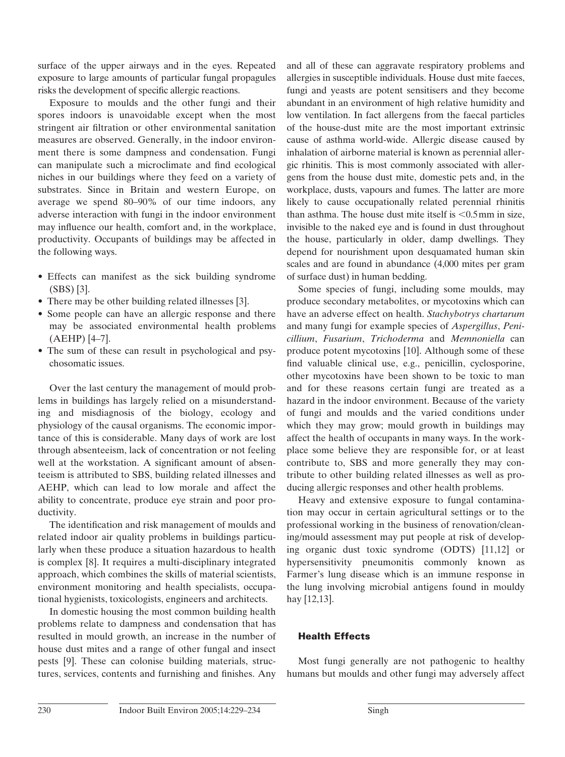surface of the upper airways and in the eyes. Repeated exposure to large amounts of particular fungal propagules risks the development of specific allergic reactions.

Exposure to moulds and the other fungi and their spores indoors is unavoidable except when the most stringent air filtration or other environmental sanitation measures are observed. Generally, in the indoor environment there is some dampness and condensation. Fungi can manipulate such a microclimate and find ecological niches in our buildings where they feed on a variety of substrates. Since in Britain and western Europe, on average we spend 80–90% of our time indoors, any adverse interaction with fungi in the indoor environment may influence our health, comfort and, in the workplace, productivity. Occupants of buildings may be affected in the following ways.

- Effects can manifest as the sick building syndrome (SBS) [3].
- There may be other building related illnesses [3].
- Some people can have an allergic response and there may be associated environmental health problems (AEHP) [4–7].
- The sum of these can result in psychological and psychosomatic issues.

Over the last century the management of mould problems in buildings has largely relied on a misunderstanding and misdiagnosis of the biology, ecology and physiology of the causal organisms. The economic importance of this is considerable. Many days of work are lost through absenteeism, lack of concentration or not feeling well at the workstation. A significant amount of absenteeism is attributed to SBS, building related illnesses and AEHP, which can lead to low morale and affect the ability to concentrate, produce eye strain and poor productivity.

The identification and risk management of moulds and related indoor air quality problems in buildings particularly when these produce a situation hazardous to health is complex [8]. It requires a multi-disciplinary integrated approach, which combines the skills of material scientists, environment monitoring and health specialists, occupational hygienists, toxicologists, engineers and architects.

In domestic housing the most common building health problems relate to dampness and condensation that has resulted in mould growth, an increase in the number of house dust mites and a range of other fungal and insect pests [9]. These can colonise building materials, structures, services, contents and furnishing and finishes. Any and all of these can aggravate respiratory problems and allergies in susceptible individuals. House dust mite faeces, fungi and yeasts are potent sensitisers and they become abundant in an environment of high relative humidity and low ventilation. In fact allergens from the faecal particles of the house-dust mite are the most important extrinsic cause of asthma world-wide. Allergic disease caused by inhalation of airborne material is known as perennial allergic rhinitis. This is most commonly associated with allergens from the house dust mite, domestic pets and, in the workplace, dusts, vapours and fumes. The latter are more likely to cause occupationally related perennial rhinitis than asthma. The house dust mite itself is <0.5 mm in size, invisible to the naked eye and is found in dust throughout the house, particularly in older, damp dwellings. They depend for nourishment upon desquamated human skin scales and are found in abundance (4,000 mites per gram of surface dust) in human bedding.

Some species of fungi, including some moulds, may produce secondary metabolites, or mycotoxins which can have an adverse effect on health. *Stachybotrys chartarum* and many fungi for example species of *Aspergillus*, *Penicillium*, *Fusarium*, *Trichoderma* and *Memnoniella* can produce potent mycotoxins [10]. Although some of these find valuable clinical use, e.g., penicillin, cyclosporine, other mycotoxins have been shown to be toxic to man and for these reasons certain fungi are treated as a hazard in the indoor environment. Because of the variety of fungi and moulds and the varied conditions under which they may grow; mould growth in buildings may affect the health of occupants in many ways. In the workplace some believe they are responsible for, or at least contribute to, SBS and more generally they may contribute to other building related illnesses as well as producing allergic responses and other health problems.

Heavy and extensive exposure to fungal contamination may occur in certain agricultural settings or to the professional working in the business of renovation/cleaning/mould assessment may put people at risk of developing organic dust toxic syndrome (ODTS) [11,12] or hypersensitivity pneumonitis commonly known as Farmer's lung disease which is an immune response in the lung involving microbial antigens found in mouldy hay [12,13].

## Health Effects

Most fungi generally are not pathogenic to healthy humans but moulds and other fungi may adversely affect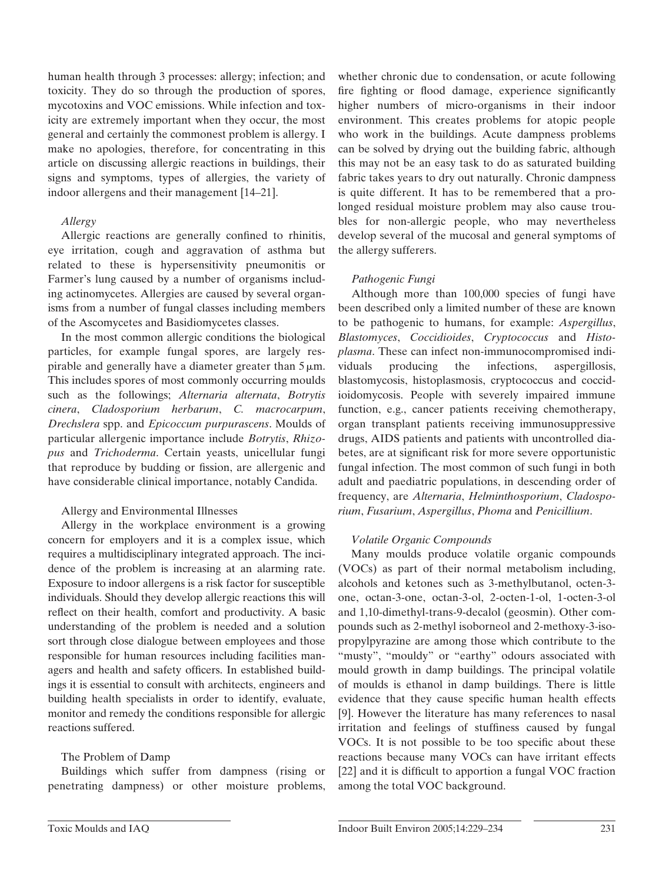human health through 3 processes: allergy; infection; and toxicity. They do so through the production of spores, mycotoxins and VOC emissions. While infection and toxicity are extremely important when they occur, the most general and certainly the commonest problem is allergy. I make no apologies, therefore, for concentrating in this article on discussing allergic reactions in buildings, their signs and symptoms, types of allergies, the variety of indoor allergens and their management [14–21].

### *Allergy*

Allergic reactions are generally confined to rhinitis, eye irritation, cough and aggravation of asthma but related to these is hypersensitivity pneumonitis or Farmer's lung caused by a number of organisms including actinomycetes. Allergies are caused by several organisms from a number of fungal classes including members of the Ascomycetes and Basidiomycetes classes.

In the most common allergic conditions the biological particles, for example fungal spores, are largely respirable and generally have a diameter greater than 5 μm. This includes spores of most commonly occurring moulds such as the followings; *Alternaria alternata*, *Botrytis cinera*, *Cladosporium herbarum*, *C. macrocarpum*, *Drechslera* spp. and *Epicoccum purpurascens*. Moulds of particular allergenic importance include *Botrytis*, *Rhizopus* and *Trichoderma*. Certain yeasts, unicellular fungi that reproduce by budding or fission, are allergenic and have considerable clinical importance, notably Candida.

### Allergy and Environmental Illnesses

Allergy in the workplace environment is a growing concern for employers and it is a complex issue, which requires a multidisciplinary integrated approach. The incidence of the problem is increasing at an alarming rate. Exposure to indoor allergens is a risk factor for susceptible individuals. Should they develop allergic reactions this will reflect on their health, comfort and productivity. A basic understanding of the problem is needed and a solution sort through close dialogue between employees and those responsible for human resources including facilities managers and health and safety officers. In established buildings it is essential to consult with architects, engineers and building health specialists in order to identify, evaluate, monitor and remedy the conditions responsible for allergic reactions suffered.

### The Problem of Damp

Buildings which suffer from dampness (rising or penetrating dampness) or other moisture problems, whether chronic due to condensation, or acute following fire fighting or flood damage, experience significantly higher numbers of micro-organisms in their indoor environment. This creates problems for atopic people who work in the buildings. Acute dampness problems can be solved by drying out the building fabric, although this may not be an easy task to do as saturated building fabric takes years to dry out naturally. Chronic dampness is quite different. It has to be remembered that a prolonged residual moisture problem may also cause troubles for non-allergic people, who may nevertheless develop several of the mucosal and general symptoms of the allergy sufferers.

### *Pathogenic Fungi*

Although more than 100,000 species of fungi have been described only a limited number of these are known to be pathogenic to humans, for example: *Aspergillus*, *Blastomyces*, *Coccidioides*, *Cryptococcus* and *Histoplasma*. These can infect non-immunocompromised individuals producing the infections, aspergillosis, blastomycosis, histoplasmosis, cryptococcus and coccidioidomycosis. People with severely impaired immune function, e.g., cancer patients receiving chemotherapy, organ transplant patients receiving immunosuppressive drugs, AIDS patients and patients with uncontrolled diabetes, are at significant risk for more severe opportunistic fungal infection. The most common of such fungi in both adult and paediatric populations, in descending order of frequency, are *Alternaria*, *Helminthosporium*, *Cladosporium*, *Fusarium*, *Aspergillus*, *Phoma* and *Penicillium*.

### *Volatile Organic Compounds*

Many moulds produce volatile organic compounds (VOCs) as part of their normal metabolism including, alcohols and ketones such as 3-methylbutanol, octen-3-one, octan-3-one, octan-3-ol, 2-octen-1-ol, 1-octen-3-ol and 1,10-dimethyl-trans-9-decalol (geosmin). Other compounds such as 2-methyl isoborneol and 2-methoxy-3-isopropylpyrazine are among those which contribute to the "musty", "mouldy" or "earthy" odours associated with mould growth in damp buildings. The principal volatile of moulds is ethanol in damp buildings. There is little evidence that they cause specific human health effects [9]. However the literature has many references to nasal irritation and feelings of stuffiness caused by fungal VOCs. It is not possible to be too specific about these reactions because many VOCs can have irritant effects [22] and it is difficult to apportion a fungal VOC fraction among the total VOC background.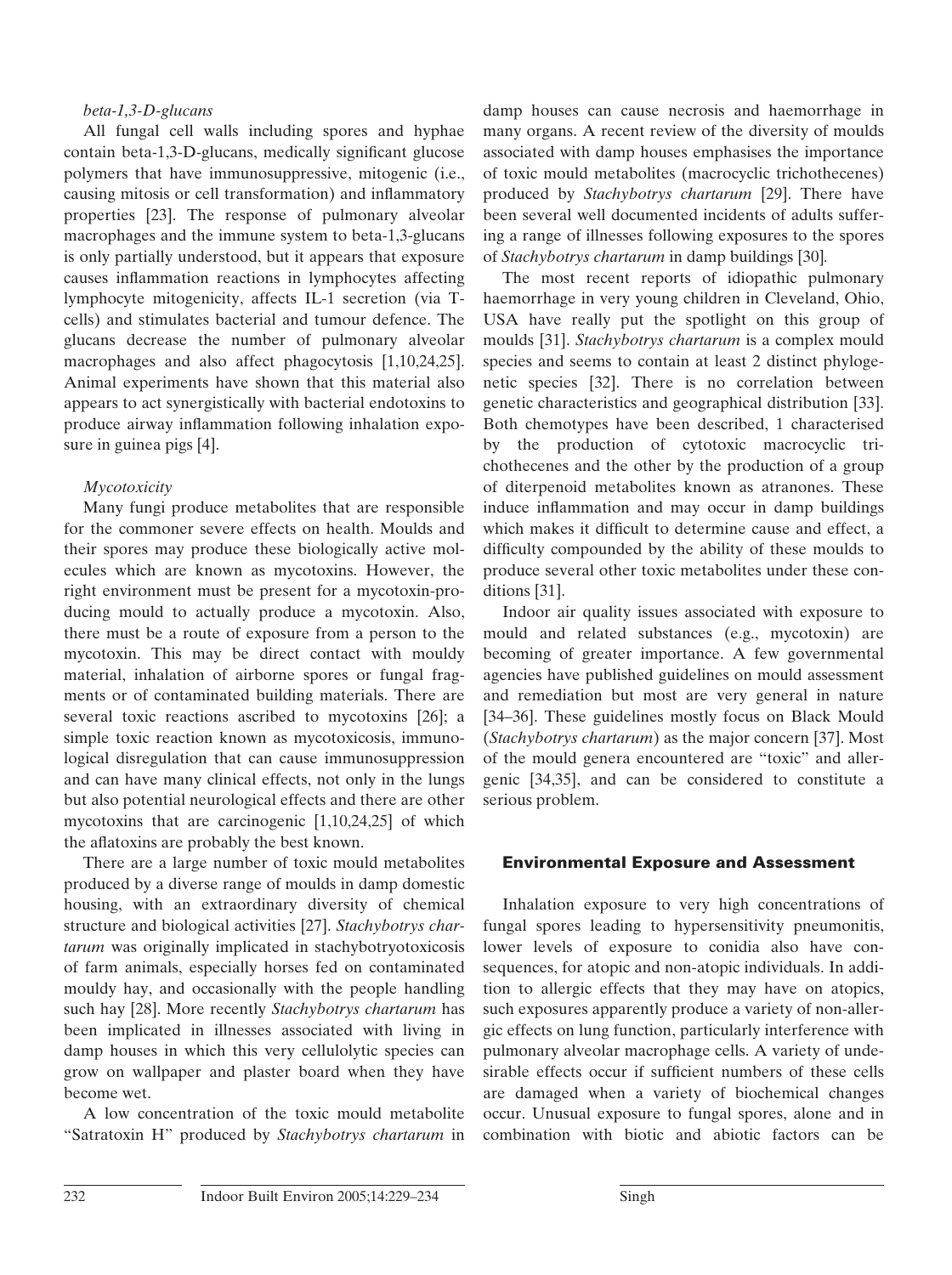*beta-1,3-D-glucans*

All fungal cell walls including spores and hyphae contain beta-1,3-D-glucans, medically significant glucose polymers that have immunosuppressive, mitogenic (i.e., causing mitosis or cell transformation) and inflammatory properties [23]. The response of pulmonary alveolar macrophages and the immune system to beta-1,3-glucans is only partially understood, but it appears that exposure causes inflammation reactions in lymphocytes affecting lymphocyte mitogenicity, affects IL-1 secretion (via T-cells) and stimulates bacterial and tumour defence. The glucans decrease the number of pulmonary alveolar macrophages and also affect phagocytosis [1,10,24,25]. Animal experiments have shown that this material also appears to act synergistically with bacterial endotoxins to produce airway inflammation following inhalation exposure in guinea pigs [4].

*Mycotoxicity*

Many fungi produce metabolites that are responsible for the commoner severe effects on health. Moulds and their spores may produce these biologically active molecules which are known as mycotoxins. However, the right environment must be present for a mycotoxin-producing mould to actually produce a mycotoxin. Also, there must be a route of exposure from a person to the mycotoxin. This may be direct contact with mouldy material, inhalation of airborne spores or fungal fragments or of contaminated building materials. There are several toxic reactions ascribed to mycotoxins [26]; a simple toxic reaction known as mycotoxicosis, immunological disregulation that can cause immunosuppression and can have many clinical effects, not only in the lungs but also potential neurological effects and there are other mycotoxins that are carcinogenic [1,10,24,25] of which the aflatoxins are probably the best known.

There are a large number of toxic mould metabolites produced by a diverse range of moulds in damp domestic housing, with an extraordinary diversity of chemical structure and biological activities [27]. *Stachybotrys chartarum* was originally implicated in stachybotryotoxicosis of farm animals, especially horses fed on contaminated mouldy hay, and occasionally with the people handling such hay [28]. More recently *Stachybotrys chartarum* has been implicated in illnesses associated with living in damp houses in which this very cellulolytic species can grow on wallpaper and plaster board when they have become wet.

A low concentration of the toxic mould metabolite "Satratoxin H" produced by *Stachybotrys chartarum* in damp houses can cause necrosis and haemorrhage in many organs. A recent review of the diversity of moulds associated with damp houses emphasises the importance of toxic mould metabolites (macrocyclic trichothecenes) produced by *Stachybotrys chartarum* [29]. There have been several well documented incidents of adults suffering a range of illnesses following exposures to the spores of *Stachybotrys chartarum* in damp buildings [30].

The most recent reports of idiopathic pulmonary haemorrhage in very young children in Cleveland, Ohio, USA have really put the spotlight on this group of moulds [31]. *Stachybotrys chartarum* is a complex mould species and seems to contain at least 2 distinct phylogenetic species [32]. There is no correlation between genetic characteristics and geographical distribution [33]. Both chemotypes have been described, 1 characterised by the production of cytotoxic macrocyclic trichothecenes and the other by the production of a group of diterpenoid metabolites known as atranones. These induce inflammation and may occur in damp buildings which makes it difficult to determine cause and effect, a difficulty compounded by the ability of these moulds to produce several other toxic metabolites under these conditions [31].

Indoor air quality issues associated with exposure to mould and related substances (e.g., mycotoxin) are becoming of greater importance. A few governmental agencies have published guidelines on mould assessment and remediation but most are very general in nature [34–36]. These guidelines mostly focus on Black Mould (*Stachybotrys chartarum*) as the major concern [37]. Most of the mould genera encountered are "toxic" and allergenic [34,35], and can be considered to constitute a serious problem.

## Environmental Exposure and Assessment

Inhalation exposure to very high concentrations of fungal spores leading to hypersensitivity pneumonitis, lower levels of exposure to conidia also have consequences, for atopic and non-atopic individuals. In addition to allergic effects that they may have on atopics, such exposures apparently produce a variety of non-allergic effects on lung function, particularly interference with pulmonary alveolar macrophage cells. A variety of undesirable effects occur if sufficient numbers of these cells are damaged when a variety of biochemical changes occur. Unusual exposure to fungal spores, alone and in combination with biotic and abiotic factors can be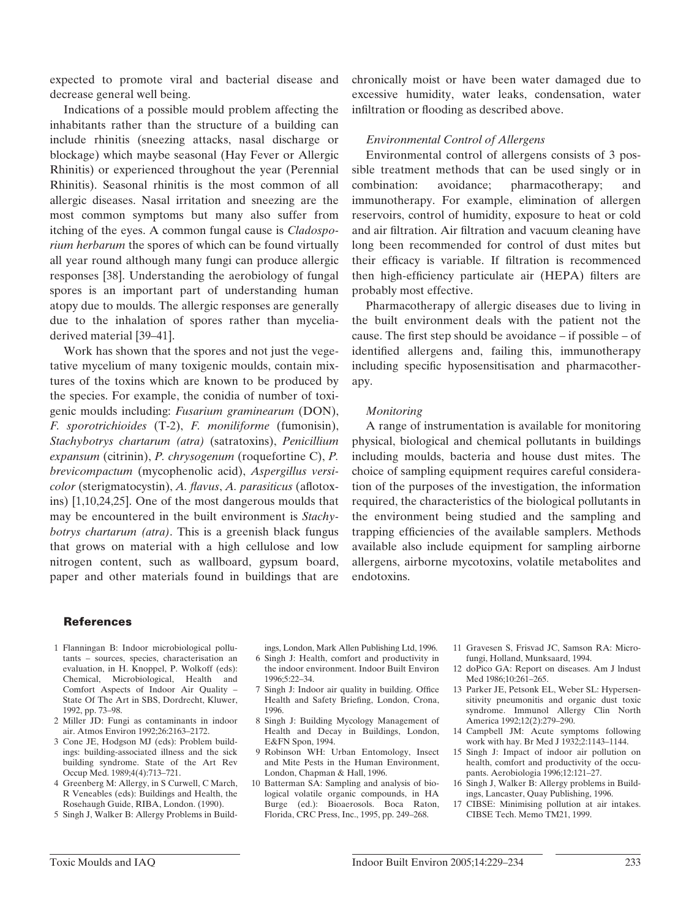expected to promote viral and bacterial disease and decrease general well being.

Indications of a possible mould problem affecting the inhabitants rather than the structure of a building can include rhinitis (sneezing attacks, nasal discharge or blockage) which maybe seasonal (Hay Fever or Allergic Rhinitis) or experienced throughout the year (Perennial Rhinitis). Seasonal rhinitis is the most common of all allergic diseases. Nasal irritation and sneezing are the most common symptoms but many also suffer from itching of the eyes. A common fungal cause is *Cladosporium herbarum* the spores of which can be found virtually all year round although many fungi can produce allergic responses [38]. Understanding the aerobiology of fungal spores is an important part of understanding human atopy due to moulds. The allergic responses are generally due to the inhalation of spores rather than mycelia-derived material [39–41].

Work has shown that the spores and not just the vegetative mycelium of many toxigenic moulds, contain mixtures of the toxins which are known to be produced by the species. For example, the conidia of number of toxigenic moulds including: *Fusarium graminearum* (DON), *F. sporotrichioides* (T-2), *F. moniliforme* (fumonisin), *Stachybotrys chartarum (atra)* (satratoxins), *Penicillium expansum* (citrinin), *P. chrysogenum* (roquefortine C), *P. brevicompactum* (mycophenolic acid), *Aspergillus versicolor* (sterigmatocystin), *A. flavus*, *A. parasiticus* (aflotoxins) [1,10,24,25]. One of the most dangerous moulds that may be encountered in the built environment is *Stachybotrys chartarum (atra)*. This is a greenish black fungus that grows on material with a high cellulose and low nitrogen content, such as wallboard, gypsum board, paper and other materials found in buildings that are chronically moist or have been water damaged due to excessive humidity, water leaks, condensation, water infiltration or flooding as described above.

### *Environmental Control of Allergens*

Environmental control of allergens consists of 3 possible treatment methods that can be used singly or in combination: avoidance; pharmacotherapy; and immunotherapy. For example, elimination of allergen reservoirs, control of humidity, exposure to heat or cold and air filtration. Air filtration and vacuum cleaning have long been recommended for control of dust mites but their efficacy is variable. If filtration is recommenced then high-efficiency particulate air (HEPA) filters are probably most effective.

Pharmacotherapy of allergic diseases due to living in the built environment deals with the patient not the cause. The first step should be avoidance – if possible – of identified allergens and, failing this, immunotherapy including specific hyposensitisation and pharmacotherapy.

### *Monitoring*

A range of instrumentation is available for monitoring physical, biological and chemical pollutants in buildings including moulds, bacteria and house dust mites. The choice of sampling equipment requires careful consideration of the purposes of the investigation, the information required, the characteristics of the biological pollutants in the environment being studied and the sampling and trapping efficiencies of the available samplers. Methods available also include equipment for sampling airborne allergens, airborne mycotoxins, volatile metabolites and endotoxins.

## References

1 Flanningan B: Indoor microbiological pollutants – sources, species, characterisation an evaluation, in H. Knoppel, P. Wolkoff (eds): Chemical, Microbiological, Health and Comfort Aspects of Indoor Air Quality – State Of The Art in SBS, Dordrecht, Kluwer, 1992, pp. 73–98.

2 Miller JD: Fungi as contaminants in indoor air. Atmos Environ 1992;26:2163–2172.

3 Cone JE, Hodgson MJ (eds): Problem buildings: building-associated illness and the sick building syndrome. State of the Art Rev Occup Med. 1989;4(4):713–721.

4 Greenberg M: Allergy, in S Curwell, C March, R Veneables (eds): Buildings and Health, the Rosehaugh Guide, RIBA, London. (1990).

5 Singh J, Walker B: Allergy Problems in Buildings, London, Mark Allen Publishing Ltd, 1996.

6 Singh J: Health, comfort and productivity in the indoor environment. Indoor Built Environ 1996;5:22–34.

7 Singh J: Indoor air quality in building. Office Health and Safety Briefing, London, Crona, 1996.

8 Singh J: Building Mycology Management of Health and Decay in Buildings, London, E&FN Spon, 1994.

9 Robinson WH: Urban Entomology, Insect and Mite Pests in the Human Environment, London, Chapman & Hall, 1996.

10 Batterman SA: Sampling and analysis of biological volatile organic compounds, in HA Burge (ed.): Bioaerosols. Boca Raton, Florida, CRC Press, Inc., 1995, pp. 249–268.

11 Gravesen S, Frisvad JC, Samson RA: Microfungi, Holland, Munksaard, 1994.

12 doPico GA: Report on diseases. Am J lndust Med 1986;10:261–265.

13 Parker JE, Petsonk EL, Weber SL: Hypersensitivity pneumonitis and organic dust toxic syndrome. Immunol Allergy Clin North America 1992;12(2):279–290.

14 Campbell JM: Acute symptoms following work with hay. Br Med J 1932;2:1143–1144.

15 Singh J: Impact of indoor air pollution on health, comfort and productivity of the occupants. Aerobiologia 1996;12:121–27.

16 Singh J, Walker B: Allergy problems in Buildings, Lancaster, Quay Publishing, 1996.

17 CIBSE: Minimising pollution at air intakes. CIBSE Tech. Memo TM21, 1999.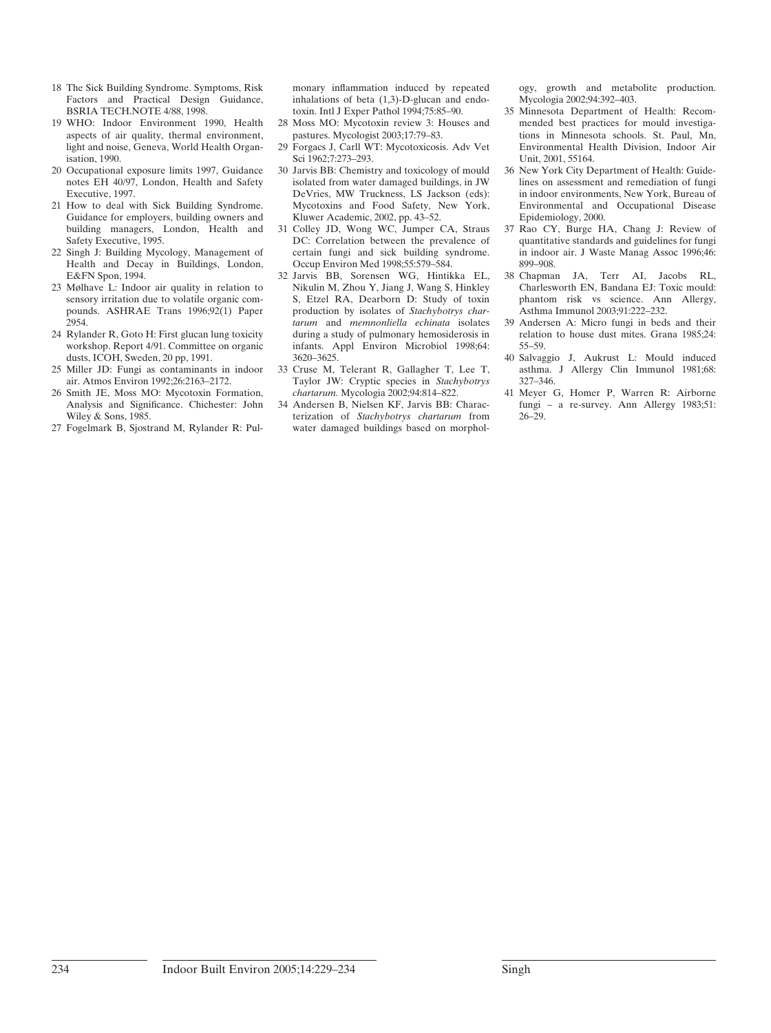18 The Sick Building Syndrome. Symptoms, Risk Factors and Practical Design Guidance, BSRIA TECH.NOTE 4/88, 1998.

19 WHO: Indoor Environment 1990, Health aspects of air quality, thermal environment, light and noise, Geneva, World Health Organisation, 1990.

20 Occupational exposure limits 1997, Guidance notes EH 40/97, London, Health and Safety Executive, 1997.

21 How to deal with Sick Building Syndrome. Guidance for employers, building owners and building managers, London, Health and Safety Executive, 1995.

22 Singh J: Building Mycology, Management of Health and Decay in Buildings, London, E&FN Spon, 1994.

23 Mølhave L: Indoor air quality in relation to sensory irritation due to volatile organic compounds. ASHRAE Trans 1996;92(1) Paper 2954.

24 Rylander R, Goto H: First glucan lung toxicity workshop. Report 4/91. Committee on organic dusts, ICOH, Sweden, 20 pp, 1991.

25 Miller JD: Fungi as contaminants in indoor air. Atmos Environ 1992;26:2163–2172.

26 Smith JE, Moss MO: Mycotoxin Formation, Analysis and Significance. Chichester: John Wiley & Sons, 1985.

27 Fogelmark B, Sjostrand M, Rylander R: Pulmonary inflammation induced by repeated inhalations of beta (1,3)-D-glucan and endotoxin. Intl J Exper Pathol 1994;75:85–90.

28 Moss MO: Mycotoxin review 3: Houses and pastures. Mycologist 2003;17:79–83.

29 Forgacs J, Carll WT: Mycotoxicosis. Adv Vet Sci 1962;7:273–293.

30 Jarvis BB: Chemistry and toxicology of mould isolated from water damaged buildings, in JW DeVries, MW Truckness, LS Jackson (eds): Mycotoxins and Food Safety, New York, Kluwer Academic, 2002, pp. 43–52.

31 Colley JD, Wong WC, Jumper CA, Straus DC: Correlation between the prevalence of certain fungi and sick building syndrome. Occup Environ Med 1998;55:579–584.

32 Jarvis BB, Sorensen WG, Hintikka EL, Nikulin M, Zhou Y, Jiang J, Wang S, Hinkley S, Etzel RA, Dearborn D: Study of toxin production by isolates of *Stachybotrys chartarum* and *memnonliella echinata* isolates during a study of pulmonary hemosiderosis in infants. Appl Environ Microbiol 1998;64: 3620–3625.

33 Cruse M, Telerant R, Gallagher T, Lee T, Taylor JW: Cryptic species in *Stachybotrys chartarum*. Mycologia 2002;94:814–822.

34 Andersen B, Nielsen KF, Jarvis BB: Characterization of *Stachybotrys chartarum* from water damaged buildings based on morphology, growth and metabolite production. Mycologia 2002;94:392–403.

35 Minnesota Department of Health: Recommended best practices for mould investigations in Minnesota schools. St. Paul, Mn, Environmental Health Division, Indoor Air Unit, 2001, 55164.

36 New York City Department of Health: Guidelines on assessment and remediation of fungi in indoor environments, New York, Bureau of Environmental and Occupational Disease Epidemiology, 2000.

37 Rao CY, Burge HA, Chang J: Review of quantitative standards and guidelines for fungi in indoor air. J Waste Manag Assoc 1996;46: 899–908.

38 Chapman JA, Terr AI, Jacobs RL, Charlesworth EN, Bandana EJ: Toxic mould: phantom risk vs science. Ann Allergy, Asthma Immunol 2003;91:222–232.

39 Andersen A: Micro fungi in beds and their relation to house dust mites. Grana 1985;24: 55–59.

40 Salvaggio J, Aukrust L: Mould induced asthma. J Allergy Clin Immunol 1981;68: 327–346.

41 Meyer G, Homer P, Warren R: Airborne fungi – a re-survey. Ann Allergy 1983;51: 26–29.